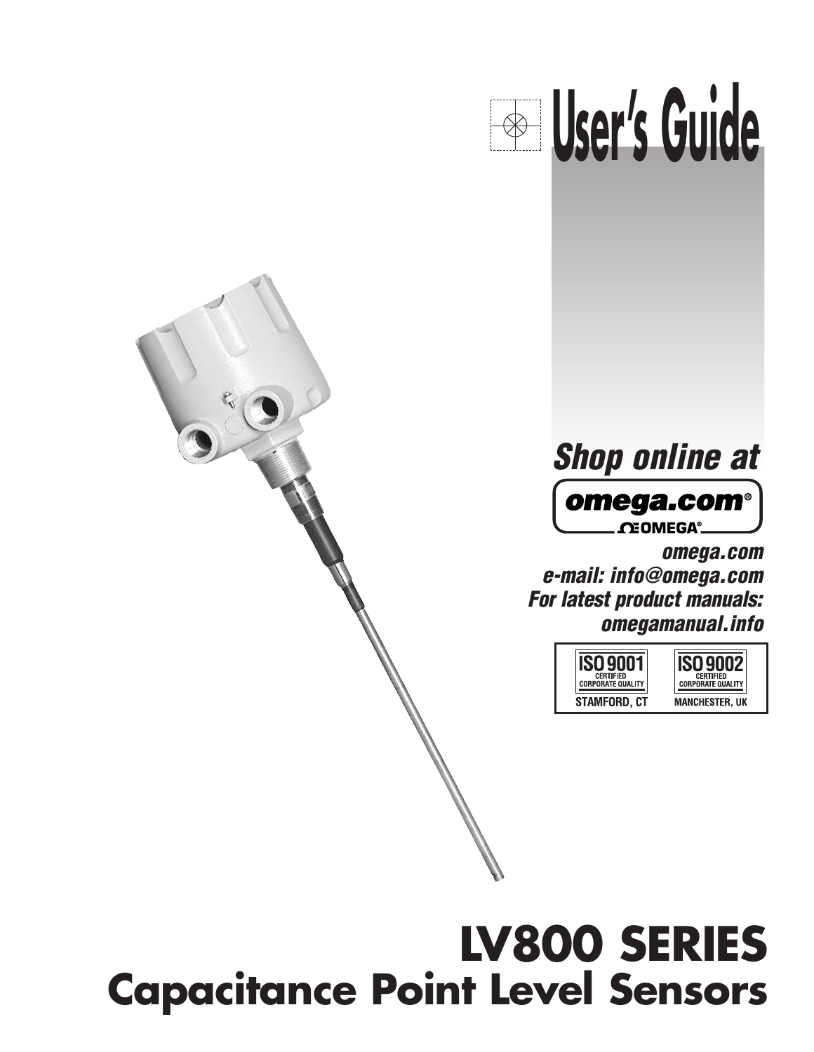# User's Guide

*Shop online at*

**omega.com®**

OMEGA®

*omega.com*
*e-mail: info@omega.com*
*For latest product manuals:*
*omegamanual.info*

ISO 9001 CERTIFIED CORPORATE QUALITY STAMFORD, CT

ISO 9002 CERTIFIED CORPORATE QUALITY MANCHESTER, UK

# LV800 SERIES
## Capacitance Point Level Sensors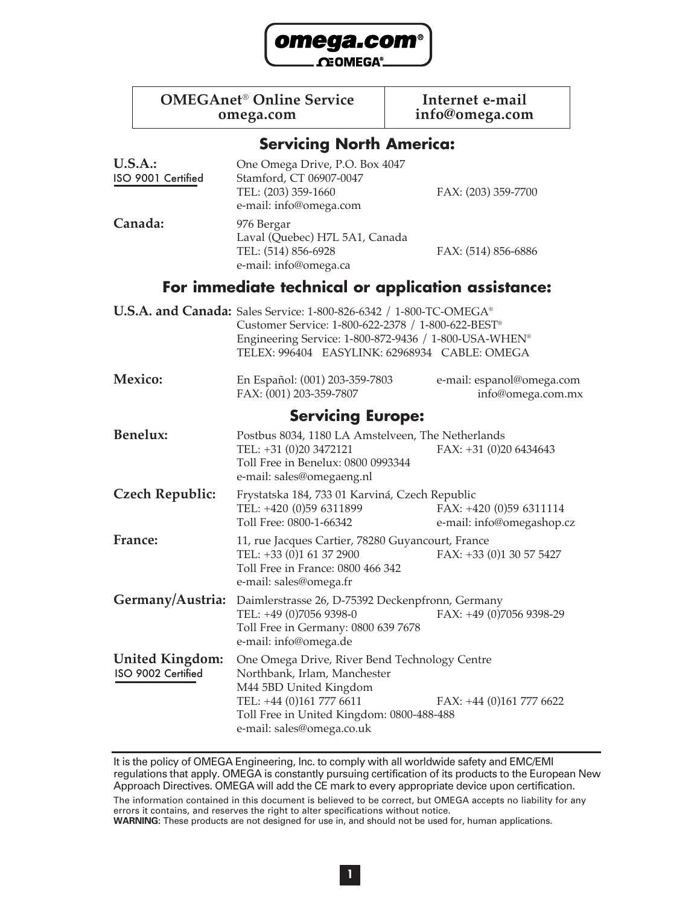**omega.com®**
**OMEGA®**

| OMEGAnet® Online Service omega.com | Internet e-mail info@omega.com |
|---|---|

## Servicing North America:

**U.S.A.:**
ISO 9001 Certified

One Omega Drive, P.O. Box 4047
Stamford, CT 06907-0047
TEL: (203) 359-1660 FAX: (203) 359-7700
e-mail: info@omega.com

**Canada:**

976 Bergar
Laval (Quebec) H7L 5A1, Canada
TEL: (514) 856-6928 FAX: (514) 856-6886
e-mail: info@omega.ca

## For immediate technical or application assistance:

**U.S.A. and Canada:** Sales Service: 1-800-826-6342 / 1-800-TC-OMEGA®
Customer Service: 1-800-622-2378 / 1-800-622-BEST®
Engineering Service: 1-800-872-9436 / 1-800-USA-WHEN®
TELEX: 996404 EASYLINK: 62968934 CABLE: OMEGA

**Mexico:**

En Español: (001) 203-359-7803 e-mail: espanol@omega.com
FAX: (001) 203-359-7807 info@omega.com.mx

## Servicing Europe:

**Benelux:**

Postbus 8034, 1180 LA Amstelveen, The Netherlands
TEL: +31 (0)20 3472121 FAX: +31 (0)20 6434643
Toll Free in Benelux: 0800 0993344
e-mail: sales@omegaeng.nl

**Czech Republic:**

Frystatska 184, 733 01 Karviná, Czech Republic
TEL: +420 (0)59 6311899 FAX: +420 (0)59 6311114
Toll Free: 0800-1-66342 e-mail: info@omegashop.cz

**France:**

11, rue Jacques Cartier, 78280 Guyancourt, France
TEL: +33 (0)1 61 37 2900 FAX: +33 (0)1 30 57 5427
Toll Free in France: 0800 466 342
e-mail: sales@omega.fr

**Germany/Austria:**

Daimlerstrasse 26, D-75392 Deckenpfronn, Germany
TEL: +49 (0)7056 9398-0 FAX: +49 (0)7056 9398-29
Toll Free in Germany: 0800 639 7678
e-mail: info@omega.de

**United Kingdom:**
ISO 9002 Certified

One Omega Drive, River Bend Technology Centre
Northbank, Irlam, Manchester
M44 5BD United Kingdom
TEL: +44 (0)161 777 6611 FAX: +44 (0)161 777 6622
Toll Free in United Kingdom: 0800-488-488
e-mail: sales@omega.co.uk

---

It is the policy of OMEGA Engineering, Inc. to comply with all worldwide safety and EMC/EMI regulations that apply. OMEGA is constantly pursuing certification of its products to the European New Approach Directives. OMEGA will add the CE mark to every appropriate device upon certification.

The information contained in this document is believed to be correct, but OMEGA accepts no liability for any errors it contains, and reserves the right to alter specifications without notice.

**WARNING:** These products are not designed for use in, and should not be used for, human applications.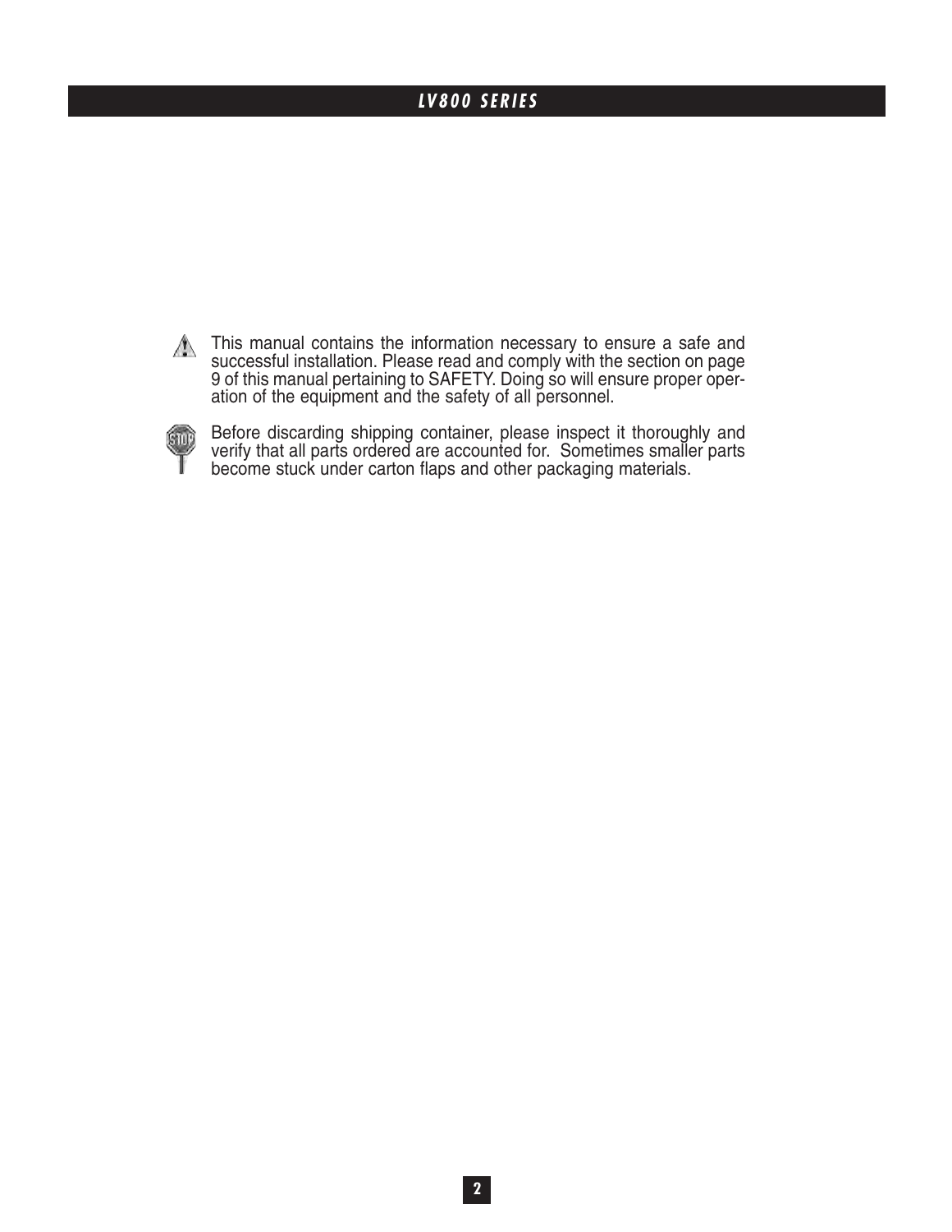This manual contains the information necessary to ensure a safe and successful installation. Please read and comply with the section on page 9 of this manual pertaining to SAFETY. Doing so will ensure proper operation of the equipment and the safety of all personnel.

Before discarding shipping container, please inspect it thoroughly and verify that all parts ordered are accounted for. Sometimes smaller parts become stuck under carton flaps and other packaging materials.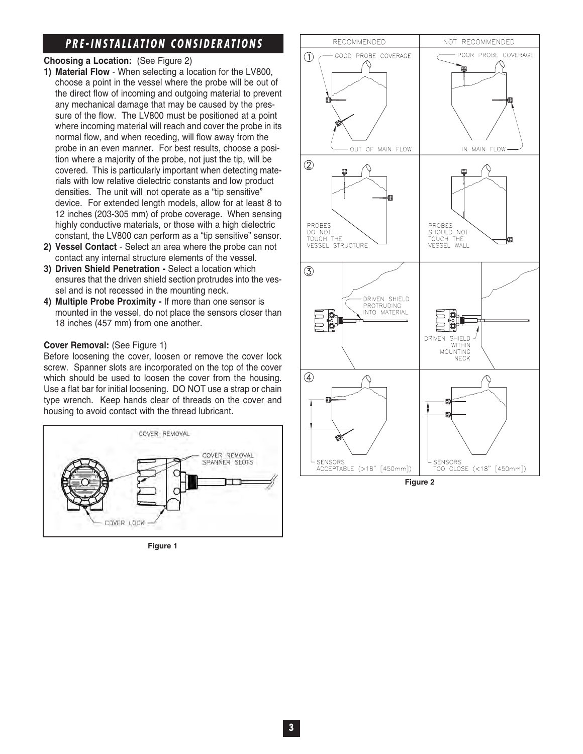## PRE-INSTALLATION CONSIDERATIONS

**Choosing a Location:** (See Figure 2)

1) **Material Flow** - When selecting a location for the LV800, choose a point in the vessel where the probe will be out of the direct flow of incoming and outgoing material to prevent any mechanical damage that may be caused by the pressure of the flow. The LV800 must be positioned at a point where incoming material will reach and cover the probe in its normal flow, and when receding, will flow away from the probe in an even manner. For best results, choose a position where a majority of the probe, not just the tip, will be covered. This is particularly important when detecting materials with low relative dielectric constants and low product densities. The unit will not operate as a "tip sensitive" device. For extended length models, allow for at least 8 to 12 inches (203-305 mm) of probe coverage. When sensing highly conductive materials, or those with a high dielectric constant, the LV800 can perform as a "tip sensitive" sensor.
2) **Vessel Contact** - Select an area where the probe can not contact any internal structure elements of the vessel.
3) **Driven Shield Penetration -** Select a location which ensures that the driven shield section protrudes into the vessel and is not recessed in the mounting neck.
4) **Multiple Probe Proximity -** If more than one sensor is mounted in the vessel, do not place the sensors closer than 18 inches (457 mm) from one another.

**Cover Removal:** (See Figure 1)

Before loosening the cover, loosen or remove the cover lock screw. Spanner slots are incorporated on the top of the cover which should be used to loosen the cover from the housing. Use a flat bar for initial loosening. DO NOT use a strap or chain type wrench. Keep hands clear of threads on the cover and housing to avoid contact with the thread lubricant.

COVER REMOVAL

COVER REMOVAL SPANNER SLOTS

COVER LOCK

**Figure 1**

| RECOMMENDED | NOT RECOMMENDED |
|---|---|
| ① GOOD PROBE COVERAGE; OUT OF MAIN FLOW | POOR PROBE COVERAGE; IN MAIN FLOW |
| ② PROBES DO NOT TOUCH THE VESSEL STRUCTURE | PROBES SHOULD NOT TOUCH THE VESSEL WALL |
| ③ DRIVEN SHIELD PROTRUDING INTO MATERIAL | DRIVEN SHIELD WITHIN MOUNTING NECK |
| ④ SENSORS ACCEPTABLE (>18" [450mm]) | SENSORS TOO CLOSE (<18" [450mm]) |

**Figure 2**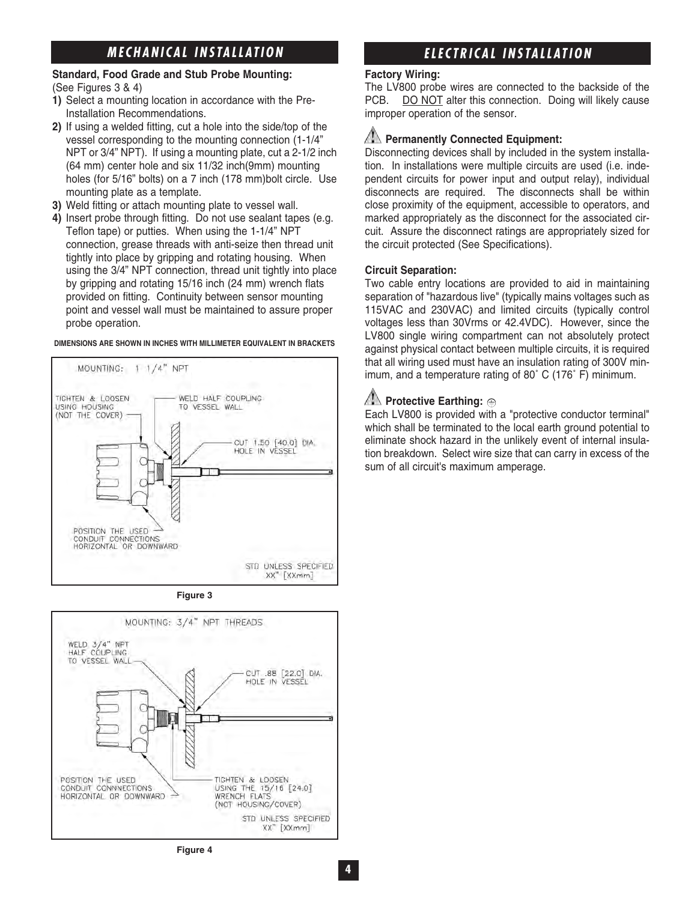## MECHANICAL INSTALLATION

**Standard, Food Grade and Stub Probe Mounting:**
(See Figures 3 & 4)

1) Select a mounting location in accordance with the Pre-Installation Recommendations.
2) If using a welded fitting, cut a hole into the side/top of the vessel corresponding to the mounting connection (1-1/4" NPT or 3/4" NPT). If using a mounting plate, cut a 2-1/2 inch (64 mm) center hole and six 11/32 inch(9mm) mounting holes (for 5/16" bolts) on a 7 inch (178 mm)bolt circle. Use mounting plate as a template.
3) Weld fitting or attach mounting plate to vessel wall.
4) Insert probe through fitting. Do not use sealant tapes (e.g. Teflon tape) or putties. When using the 1-1/4" NPT connection, grease threads with anti-seize then thread unit tightly into place by gripping and rotating housing. When using the 3/4" NPT connection, thread unit tightly into place by gripping and rotating 15/16 inch (24 mm) wrench flats provided on fitting. Continuity between sensor mounting point and vessel wall must be maintained to assure proper probe operation.

DIMENSIONS ARE SHOWN IN INCHES WITH MILLIMETER EQUIVALENT IN BRACKETS

MOUNTING: 1 1/4" NPT

TIGHTEN & LOOSEN USING HOUSING (NOT THE COVER)

WELD HALF COUPLING TO VESSEL WALL

CUT 1.50 [40.0] DIA. HOLE IN VESSEL

POSITION THE USED CONDUIT CONNECTIONS HORIZONTAL OR DOWNWARD

STD UNLESS SPECIFIED XX" [XXmm]

**Figure 3**

MOUNTING: 3/4" NPT THREADS

WELD 3/4" NPT HALF COUPLING TO VESSEL WALL

CUT .88 [22.0] DIA. HOLE IN VESSEL

POSITION THE USED CONDUIT CONNNECTIONS HORIZONTAL OR DOWNWARD

TIGHTEN & LOOSEN USING THE 15/16 [24.0] WRENCH FLATS (NOT HOUSING/COVER)

STD UNLESS SPECIFIED XX" [XXmm]

**Figure 4**

## ELECTRICAL INSTALLATION

**Factory Wiring:**
The LV800 probe wires are connected to the backside of the PCB. DO NOT alter this connection. Doing will likely cause improper operation of the sensor.

**⚠ Permanently Connected Equipment:**
Disconnecting devices shall by included in the system installation. In installations were multiple circuits are used (i.e. independent circuits for power input and output relay), individual disconnects are required. The disconnects shall be within close proximity of the equipment, accessible to operators, and marked appropriately as the disconnect for the associated circuit. Assure the disconnect ratings are appropriately sized for the circuit protected (See Specifications).

**Circuit Separation:**
Two cable entry locations are provided to aid in maintaining separation of "hazardous live" (typically mains voltages such as 115VAC and 230VAC) and limited circuits (typically control voltages less than 30Vrms or 42.4VDC). However, since the LV800 single wiring compartment can not absolutely protect against physical contact between multiple circuits, it is required that all wiring used must have an insulation rating of 300V minimum, and a temperature rating of 80° C (176° F) minimum.

**⚠ Protective Earthing: ⊜**
Each LV800 is provided with a "protective conductor terminal" which shall be terminated to the local earth ground potential to eliminate shock hazard in the unlikely event of internal insulation breakdown. Select wire size that can carry in excess of the sum of all circuit's maximum amperage.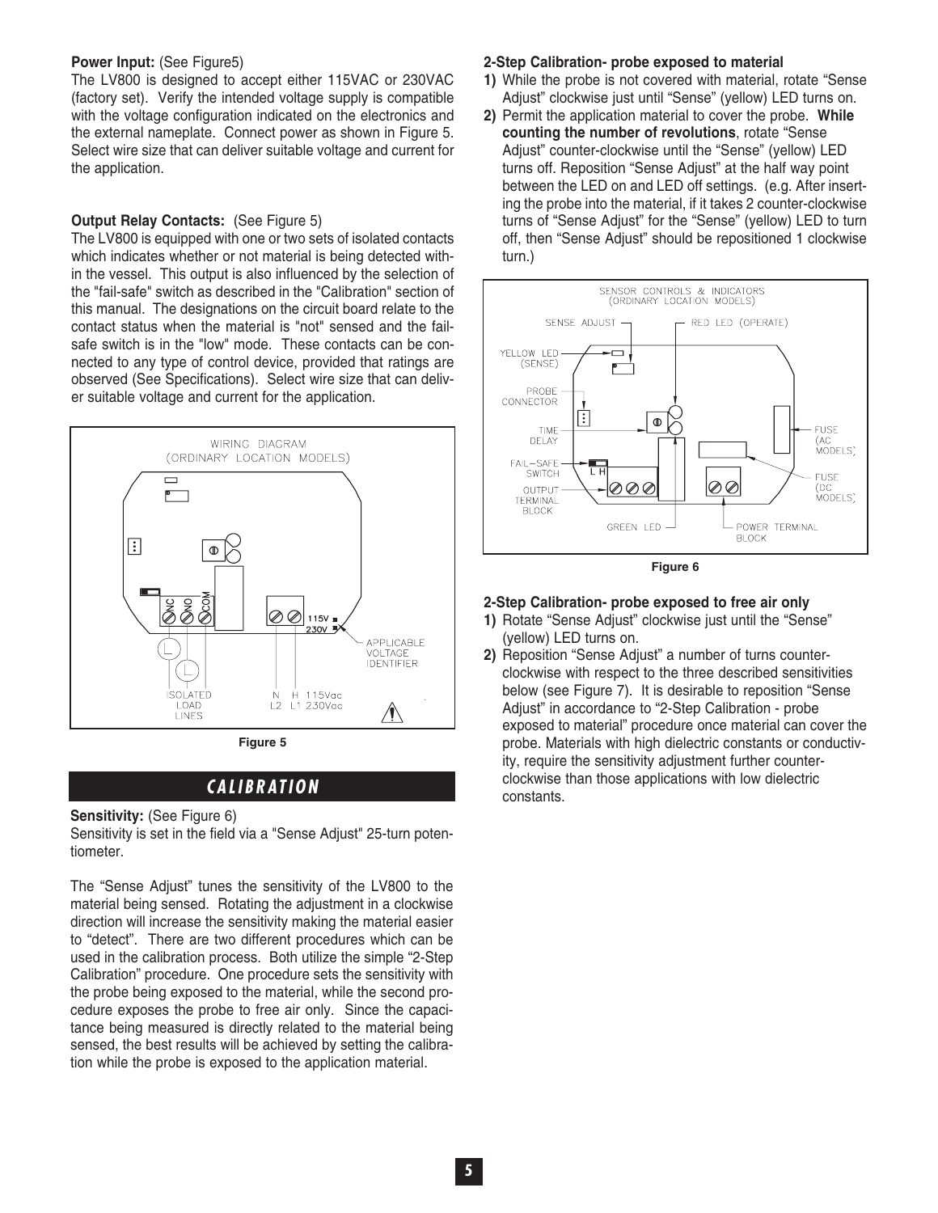**Power Input:** (See Figure5)
The LV800 is designed to accept either 115VAC or 230VAC (factory set). Verify the intended voltage supply is compatible with the voltage configuration indicated on the electronics and the external nameplate. Connect power as shown in Figure 5. Select wire size that can deliver suitable voltage and current for the application.

**Output Relay Contacts:** (See Figure 5)
The LV800 is equipped with one or two sets of isolated contacts which indicates whether or not material is being detected within the vessel. This output is also influenced by the selection of the "fail-safe" switch as described in the "Calibration" section of this manual. The designations on the circuit board relate to the contact status when the material is "not" sensed and the fail-safe switch is in the "low" mode. These contacts can be connected to any type of control device, provided that ratings are observed (See Specifications). Select wire size that can deliver suitable voltage and current for the application.

WIRING DIAGRAM (ORDINARY LOCATION MODELS)

NC NO COM — ISOLATED LOAD LINES

115V / 230V — APPLICABLE VOLTAGE IDENTIFIER

N H 115Vac / L2 L1 230Vac

Figure 5

## CALIBRATION

**Sensitivity:** (See Figure 6)
Sensitivity is set in the field via a "Sense Adjust" 25-turn potentiometer.

The "Sense Adjust" tunes the sensitivity of the LV800 to the material being sensed. Rotating the adjustment in a clockwise direction will increase the sensitivity making the material easier to "detect". There are two different procedures which can be used in the calibration process. Both utilize the simple "2-Step Calibration" procedure. One procedure sets the sensitivity with the probe being exposed to the material, while the second procedure exposes the probe to free air only. Since the capacitance being measured is directly related to the material being sensed, the best results will be achieved by setting the calibration while the probe is exposed to the application material.

**2-Step Calibration- probe exposed to material**

1) While the probe is not covered with material, rotate "Sense Adjust" clockwise just until "Sense" (yellow) LED turns on.
2) Permit the application material to cover the probe. **While counting the number of revolutions**, rotate "Sense Adjust" counter-clockwise until the "Sense" (yellow) LED turns off. Reposition "Sense Adjust" at the half way point between the LED on and LED off settings. (e.g. After inserting the probe into the material, if it takes 2 counter-clockwise turns of "Sense Adjust" for the "Sense" (yellow) LED to turn off, then "Sense Adjust" should be repositioned 1 clockwise turn.)

SENSOR CONTROLS & INDICATORS (ORDINARY LOCATION MODELS)

SENSE ADJUST — RED LED (OPERATE) — YELLOW LED (SENSE) — PROBE CONNECTOR — TIME DELAY — FAIL-SAFE SWITCH (L H) — OUTPUT TERMINAL BLOCK — GREEN LED — POWER TERMINAL BLOCK — FUSE (AC MODELS) — FUSE (DC MODELS)

Figure 6

**2-Step Calibration- probe exposed to free air only**

1) Rotate "Sense Adjust" clockwise just until the "Sense" (yellow) LED turns on.
2) Reposition "Sense Adjust" a number of turns counter-clockwise with respect to the three described sensitivities below (see Figure 7). It is desirable to reposition "Sense Adjust" in accordance to "2-Step Calibration - probe exposed to material" procedure once material can cover the probe. Materials with high dielectric constants or conductivity, require the sensitivity adjustment further counter-clockwise than those applications with low dielectric constants.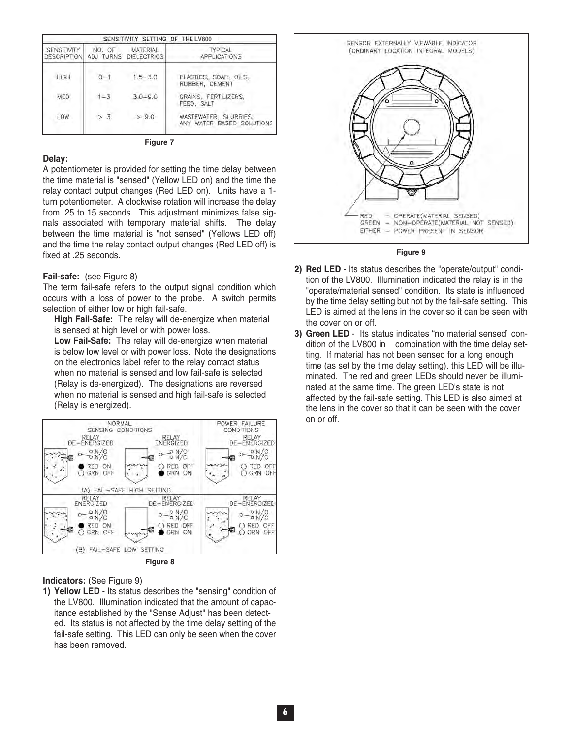| SENSITIVITY SETTING OF THE LV800 | | | |
|---|---|---|---|
| SENSITIVITY DESCRIPTION | NO. OF ADJ TURNS | MATERIAL DIELECTRICS | TYPICAL APPLICATIONS |
| HIGH | 0–1 | 1.5–3.0 | PLASTICS, SOAP, OILS, RUBBER, CEMENT |
| MED | 1–3 | 3.0–9.0 | GRAINS, FERTILIZERS, FEED, SALT |
| LOW | > 3 | > 9.0 | WASTEWATER, SLURRIES, ANY WATER BASED SOLUTIONS |

Figure 7

**Delay:**
A potentiometer is provided for setting the time delay between the time material is "sensed" (Yellow LED on) and the time the relay contact output changes (Red LED on). Units have a 1-turn potentiometer. A clockwise rotation will increase the delay from .25 to 15 seconds. This adjustment minimizes false signals associated with temporary material shifts. The delay between the time material is "not sensed" (Yellows LED off) and the time the relay contact output changes (Red LED off) is fixed at .25 seconds.

**Fail-safe:** (see Figure 8)
The term fail-safe refers to the output signal condition which occurs with a loss of power to the probe. A switch permits selection of either low or high fail-safe.

**High Fail-Safe:** The relay will de-energize when material is sensed at high level or with power loss.

**Low Fail-Safe:** The relay will de-energize when material is below low level or with power loss. Note the designations on the electronics label refer to the relay contact status when no material is sensed and low fail-safe is selected (Relay is de-energized). The designations are reversed when no material is sensed and high fail-safe is selected (Relay is energized).

| NORMAL SENSING CONDITIONS | | POWER FAILURE CONDITIONS |
|---|---|---|
| RELAY DE-ENERGIZED, N/O N/C, RED ON, GRN OFF | RELAY ENERGIZED, N/O N/C, RED OFF, GRN ON | RELAY DE-ENERGIZED, N/O N/C, RED OFF, GRN OFF |
| (A) FAIL-SAFE HIGH SETTING | | |
| RELAY ENERGIZED, N/O N/C, RED ON, GRN OFF | RELAY DE-ENERGIZED, N/O N/C, RED OFF, GRN ON | RELAY DE-ENERGIZED, N/O N/C, RED OFF, GRN OFF |
| (B) FAIL-SAFE LOW SETTING | | |

Figure 8

**Indicators:** (See Figure 9)

1) **Yellow LED** - Its status describes the "sensing" condition of the LV800. Illumination indicated that the amount of capacitance established by the "Sense Adjust" has been detected. Its status is not affected by the time delay setting of the fail-safe setting. This LED can only be seen when the cover has been removed.

SENSOR EXTERNALLY VIEWABLE INDICATOR (ORDINARY LOCATION INTEGRAL MODELS)

RED – OPERATE(MATERIAL SENSED)
GREEN – NON-OPERATE(MATERIAL NOT SENSED)
EITHER – POWER PRESENT IN SENSOR

Figure 9

2) **Red LED** - Its status describes the "operate/output" condition of the LV800. Illumination indicated the relay is in the "operate/material sensed" condition. Its state is influenced by the time delay setting but not by the fail-safe setting. This LED is aimed at the lens in the cover so it can be seen with the cover on or off.
3) **Green LED** - Its status indicates "no material sensed" condition of the LV800 in combination with the time delay setting. If material has not been sensed for a long enough time (as set by the time delay setting), this LED will be illuminated. The red and green LEDs should never be illuminated at the same time. The green LED's state is not affected by the fail-safe setting. This LED is also aimed at the lens in the cover so that it can be seen with the cover on or off.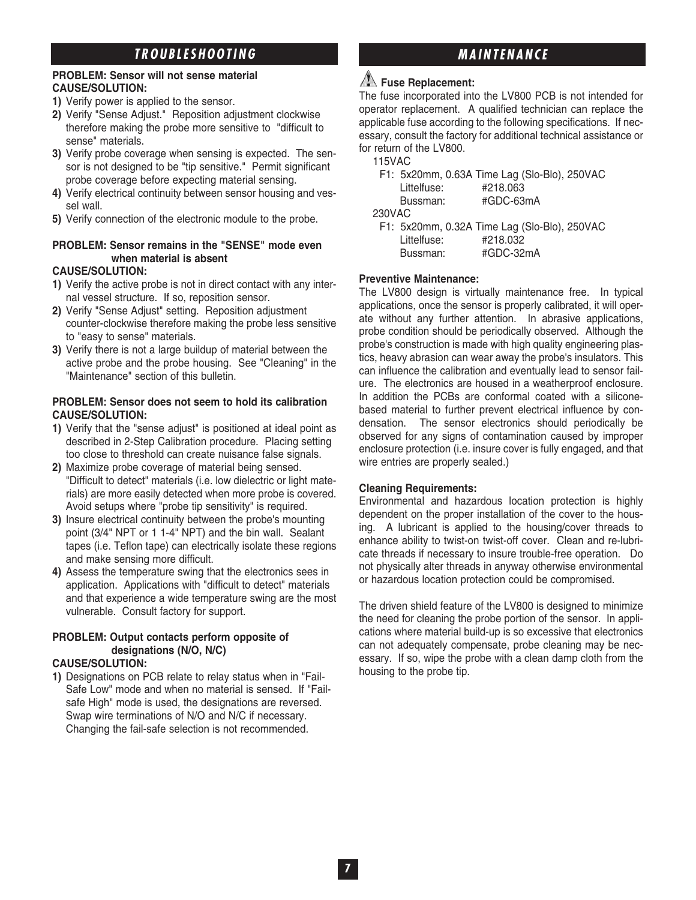## TROUBLESHOOTING

**PROBLEM: Sensor will not sense material**
**CAUSE/SOLUTION:**

**1)** Verify power is applied to the sensor.
**2)** Verify "Sense Adjust." Reposition adjustment clockwise therefore making the probe more sensitive to "difficult to sense" materials.
**3)** Verify probe coverage when sensing is expected. The sensor is not designed to be "tip sensitive." Permit significant probe coverage before expecting material sensing.
**4)** Verify electrical continuity between sensor housing and vessel wall.
**5)** Verify connection of the electronic module to the probe.

**PROBLEM: Sensor remains in the "SENSE" mode even when material is absent**
**CAUSE/SOLUTION:**

**1)** Verify the active probe is not in direct contact with any internal vessel structure. If so, reposition sensor.
**2)** Verify "Sense Adjust" setting. Reposition adjustment counter-clockwise therefore making the probe less sensitive to "easy to sense" materials.
**3)** Verify there is not a large buildup of material between the active probe and the probe housing. See "Cleaning" in the "Maintenance" section of this bulletin.

**PROBLEM: Sensor does not seem to hold its calibration**
**CAUSE/SOLUTION:**

**1)** Verify that the "sense adjust" is positioned at ideal point as described in 2-Step Calibration procedure. Placing setting too close to threshold can create nuisance false signals.
**2)** Maximize probe coverage of material being sensed. "Difficult to detect" materials (i.e. low dielectric or light materials) are more easily detected when more probe is covered. Avoid setups where "probe tip sensitivity" is required.
**3)** Insure electrical continuity between the probe's mounting point (3/4" NPT or 1 1-4" NPT) and the bin wall. Sealant tapes (i.e. Teflon tape) can electrically isolate these regions and make sensing more difficult.
**4)** Assess the temperature swing that the electronics sees in application. Applications with "difficult to detect" materials and that experience a wide temperature swing are the most vulnerable. Consult factory for support.

**PROBLEM: Output contacts perform opposite of designations (N/O, N/C)**
**CAUSE/SOLUTION:**

**1)** Designations on PCB relate to relay status when in "Fail-Safe Low" mode and when no material is sensed. If "Fail-safe High" mode is used, the designations are reversed. Swap wire terminations of N/O and N/C if necessary. Changing the fail-safe selection is not recommended.

## MAINTENANCE

**Fuse Replacement:**

The fuse incorporated into the LV800 PCB is not intended for operator replacement. A qualified technician can replace the applicable fuse according to the following specifications. If necessary, consult the factory for additional technical assistance or for return of the LV800.

115VAC
F1: 5x20mm, 0.63A Time Lag (Slo-Blo), 250VAC
Littelfuse: #218.063
Bussman: #GDC-63mA

230VAC
F1: 5x20mm, 0.32A Time Lag (Slo-Blo), 250VAC
Littelfuse: #218.032
Bussman: #GDC-32mA

**Preventive Maintenance:**

The LV800 design is virtually maintenance free. In typical applications, once the sensor is properly calibrated, it will operate without any further attention. In abrasive applications, probe condition should be periodically observed. Although the probe's construction is made with high quality engineering plastics, heavy abrasion can wear away the probe's insulators. This can influence the calibration and eventually lead to sensor failure. The electronics are housed in a weatherproof enclosure. In addition the PCBs are conformal coated with a silicone-based material to further prevent electrical influence by condensation. The sensor electronics should periodically be observed for any signs of contamination caused by improper enclosure protection (i.e. insure cover is fully engaged, and that wire entries are properly sealed.)

**Cleaning Requirements:**

Environmental and hazardous location protection is highly dependent on the proper installation of the cover to the housing. A lubricant is applied to the housing/cover threads to enhance ability to twist-on twist-off cover. Clean and re-lubricate threads if necessary to insure trouble-free operation. Do not physically alter threads in anyway otherwise environmental or hazardous location protection could be compromised.

The driven shield feature of the LV800 is designed to minimize the need for cleaning the probe portion of the sensor. In applications where material build-up is so excessive that electronics can not adequately compensate, probe cleaning may be necessary. If so, wipe the probe with a clean damp cloth from the housing to the probe tip.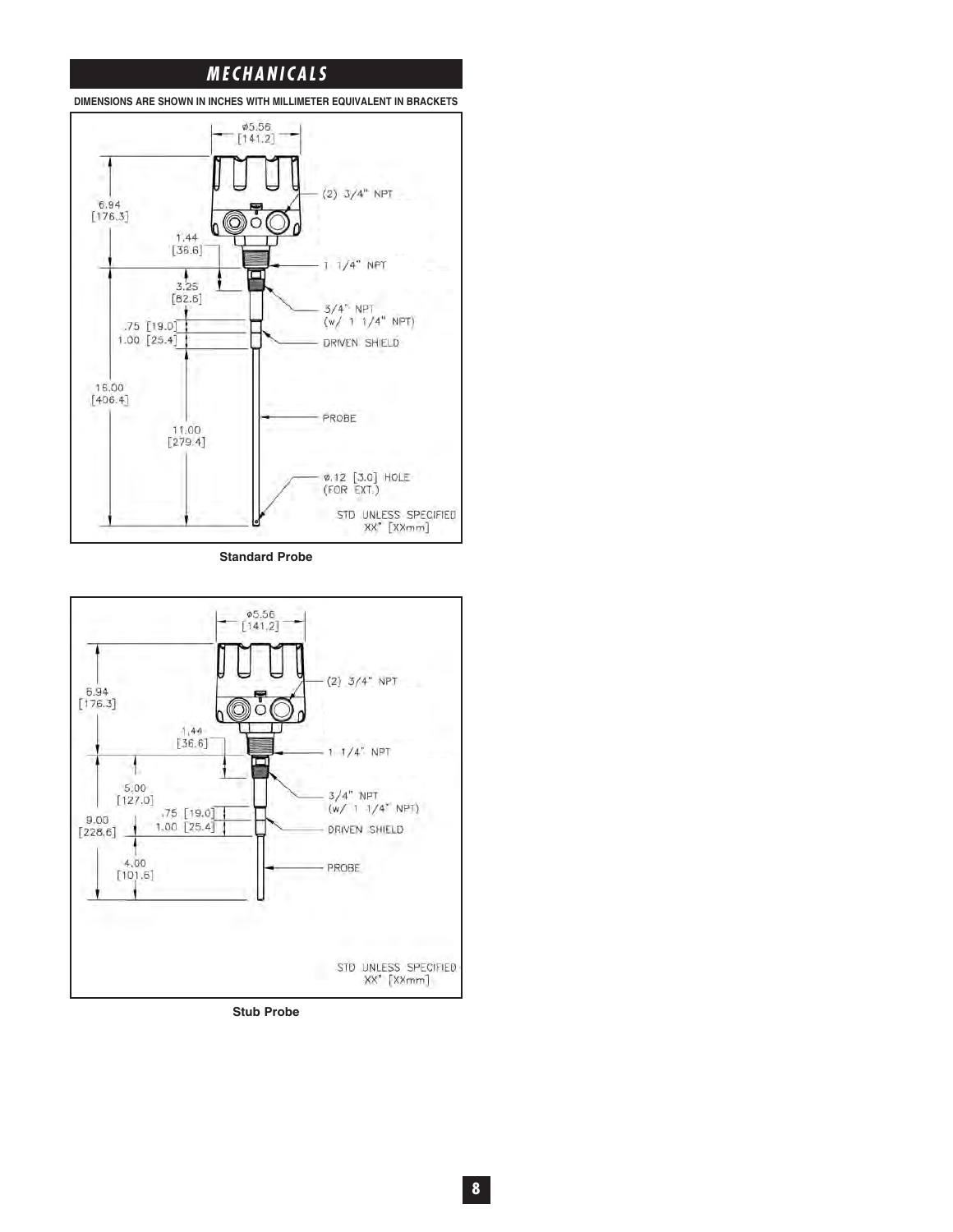## MECHANICALS

**DIMENSIONS ARE SHOWN IN INCHES WITH MILLIMETER EQUIVALENT IN BRACKETS**

ø5.56 [141.2]

6.94 [176.3]

(2) 3/4" NPT

1.44 [36.6]

1 1/4" NPT

3.25 [82.6]

3/4" NPT (w/ 1 1/4" NPT)

.75 [19.0]

1.00 [25.4]

DRIVEN SHIELD

16.00 [406.4]

11.00 [279.4]

PROBE

ø.12 [3.0] HOLE (FOR EXT.)

STD UNLESS SPECIFIED XX" [XXmm]

**Standard Probe**

ø5.56 [141.2]

6.94 [176.3]

(2) 3/4" NPT

1.44 [36.6]

1 1/4" NPT

5.00 [127.0]

3/4" NPT (w/ 1 1/4" NPT)

.75 [19.0]

9.00 [228.6]

1.00 [25.4]

DRIVEN SHIELD

4.00 [101.6]

PROBE

STD UNLESS SPECIFIED XX" [XXmm]

**Stub Probe**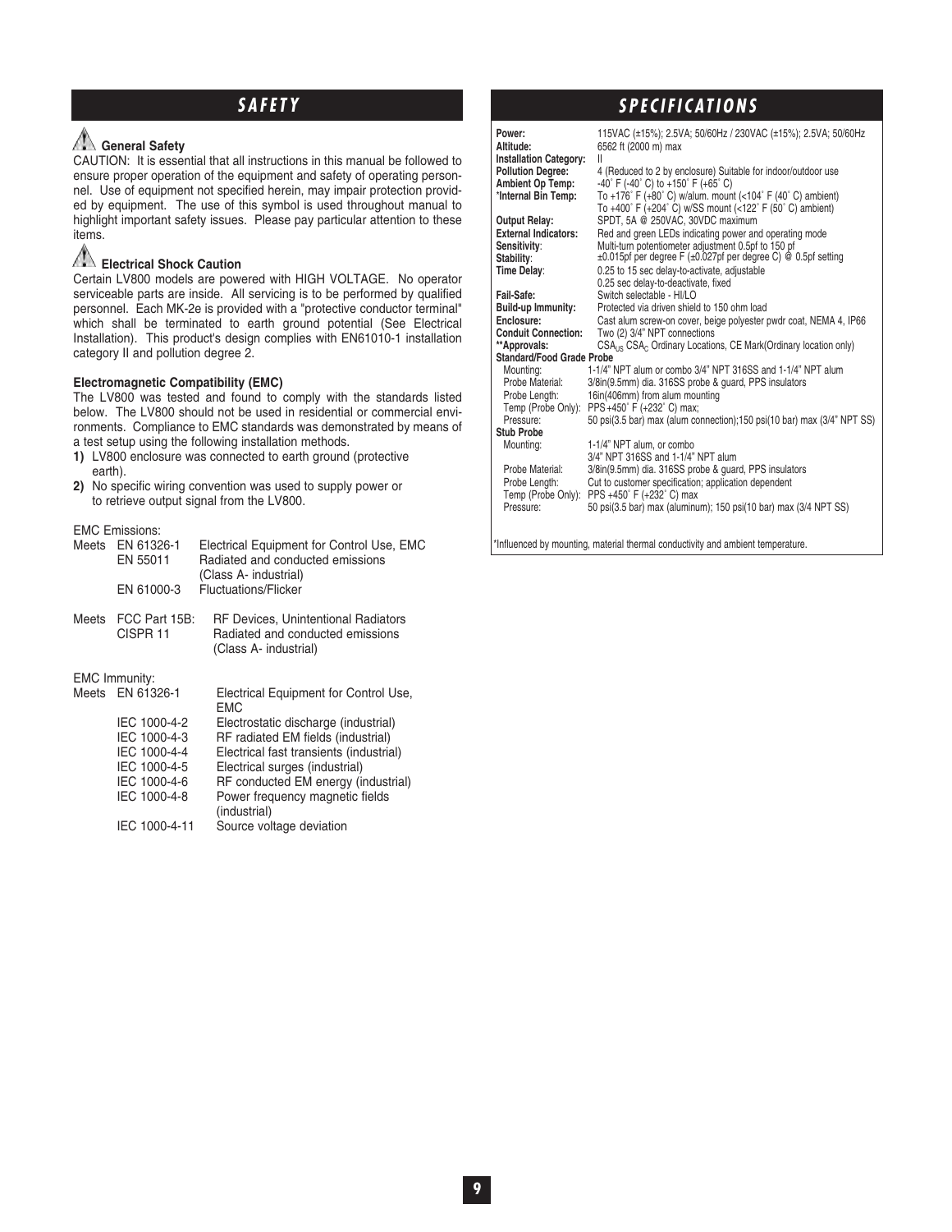# SAFETY

## ⚠ General Safety

CAUTION: It is essential that all instructions in this manual be followed to ensure proper operation of the equipment and safety of operating personnel. Use of equipment not specified herein, may impair protection provided by equipment. The use of this symbol is used throughout manual to highlight important safety issues. Please pay particular attention to these items.

## ⚠ Electrical Shock Caution

Certain LV800 models are powered with HIGH VOLTAGE. No operator serviceable parts are inside. All servicing is to be performed by qualified personnel. Each MK-2e is provided with a "protective conductor terminal" which shall be terminated to earth ground potential (See Electrical Installation). This product's design complies with EN61010-1 installation category II and pollution degree 2.

### Electromagnetic Compatibility (EMC)

The LV800 was tested and found to comply with the standards listed below. The LV800 should not be used in residential or commercial environments. Compliance to EMC standards was demonstrated by means of a test setup using the following installation methods.

1) LV800 enclosure was connected to earth ground (protective earth).
2) No specific wiring convention was used to supply power or to retrieve output signal from the LV800.

EMC Emissions:

| | | |
|---|---|---|
| Meets | EN 61326-1 | Electrical Equipment for Control Use, EMC |
| | EN 55011 | Radiated and conducted emissions (Class A- industrial) |
| | EN 61000-3 | Fluctuations/Flicker |
| Meets | FCC Part 15B: CISPR 11 | RF Devices, Unintentional Radiators Radiated and conducted emissions (Class A- industrial) |

EMC Immunity:

| | | |
|---|---|---|
| Meets | EN 61326-1 | Electrical Equipment for Control Use, EMC |
| | IEC 1000-4-2 | Electrostatic discharge (industrial) |
| | IEC 1000-4-3 | RF radiated EM fields (industrial) |
| | IEC 1000-4-4 | Electrical fast transients (industrial) |
| | IEC 1000-4-5 | Electrical surges (industrial) |
| | IEC 1000-4-6 | RF conducted EM energy (industrial) |
| | IEC 1000-4-8 | Power frequency magnetic fields (industrial) |
| | IEC 1000-4-11 | Source voltage deviation |

# SPECIFICATIONS

| | |
|---|---|
| **Power:** | 115VAC (±15%); 2.5VA; 50/60Hz / 230VAC (±15%); 2.5VA; 50/60Hz |
| **Altitude:** | 6562 ft (2000 m) max |
| **Installation Category:** | II |
| **Pollution Degree:** | 4 (Reduced to 2 by enclosure) Suitable for indoor/outdoor use |
| **Ambient Op Temp:** | -40˚ F (-40˚ C) to +150˚ F (+65˚ C) |
| ***Internal Bin Temp:** | To +176˚ F (+80˚ C) w/alum. mount (<104˚ F (40˚ C) ambient) To +400˚ F (+204˚ C) w/SS mount (<122˚ F (50˚ C) ambient) |
| **Output Relay:** | SPDT, 5A @ 250VAC, 30VDC maximum |
| **External Indicators:** | Red and green LEDs indicating power and operating mode |
| **Sensitivity:** | Multi-turn potentiometer adjustment 0.5pf to 150 pf |
| **Stability:** | ±0.015pf per degree F (±0.027pf per degree C) @ 0.5pf setting |
| **Time Delay:** | 0.25 to 15 sec delay-to-activate, adjustable 0.25 sec delay-to-deactivate, fixed |
| **Fail-Safe:** | Switch selectable - HI/LO |
| **Build-up Immunity:** | Protected via driven shield to 150 ohm load |
| **Enclosure:** | Cast alum screw-on cover, beige polyester pwdr coat, NEMA 4, IP66 |
| **Conduit Connection:** | Two (2) 3/4" NPT connections |
| ****Approvals:** | $CSA_{US}$ $CSA_{C}$ Ordinary Locations, CE Mark(Ordinary location only) |
| **Standard/Food Grade Probe** | |
| Mounting: | 1-1/4" NPT alum or combo 3/4" NPT 316SS and 1-1/4" NPT alum |
| Probe Material: | 3/8in(9.5mm) dia. 316SS probe & guard, PPS insulators |
| Probe Length: | 16in(406mm) from alum mounting |
| Temp (Probe Only): | PPS +450˚ F (+232˚ C) max; |
| Pressure: | 50 psi(3.5 bar) max (alum connection);150 psi(10 bar) max (3/4" NPT SS) |
| **Stub Probe** | |
| Mounting: | 1-1/4" NPT alum, or combo 3/4" NPT 316SS and 1-1/4" NPT alum |
| Probe Material: | 3/8in(9.5mm) dia. 316SS probe & guard, PPS insulators |
| Probe Length: | Cut to customer specification; application dependent |
| Temp (Probe Only): | PPS +450˚ F (+232˚ C) max |
| Pressure: | 50 psi(3.5 bar) max (aluminum); 150 psi(10 bar) max (3/4 NPT SS) |

*Influenced by mounting, material thermal conductivity and ambient temperature.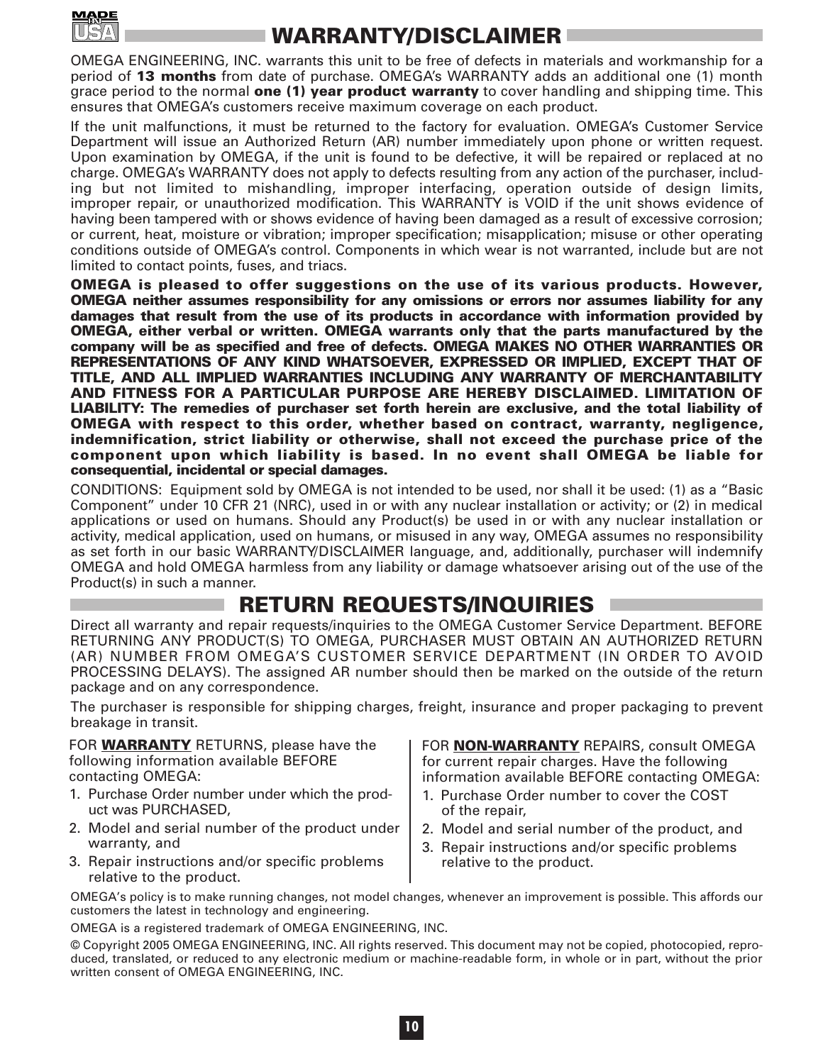# WARRANTY/DISCLAIMER

OMEGA ENGINEERING, INC. warrants this unit to be free of defects in materials and workmanship for a period of **13 months** from date of purchase. OMEGA's WARRANTY adds an additional one (1) month grace period to the normal **one (1) year product warranty** to cover handling and shipping time. This ensures that OMEGA's customers receive maximum coverage on each product.

If the unit malfunctions, it must be returned to the factory for evaluation. OMEGA's Customer Service Department will issue an Authorized Return (AR) number immediately upon phone or written request. Upon examination by OMEGA, if the unit is found to be defective, it will be repaired or replaced at no charge. OMEGA's WARRANTY does not apply to defects resulting from any action of the purchaser, including but not limited to mishandling, improper interfacing, operation outside of design limits, improper repair, or unauthorized modification. This WARRANTY is VOID if the unit shows evidence of having been tampered with or shows evidence of having been damaged as a result of excessive corrosion; or current, heat, moisture or vibration; improper specification; misapplication; misuse or other operating conditions outside of OMEGA's control. Components in which wear is not warranted, include but are not limited to contact points, fuses, and triacs.

**OMEGA is pleased to offer suggestions on the use of its various products. However, OMEGA neither assumes responsibility for any omissions or errors nor assumes liability for any damages that result from the use of its products in accordance with information provided by OMEGA, either verbal or written. OMEGA warrants only that the parts manufactured by the company will be as specified and free of defects. OMEGA MAKES NO OTHER WARRANTIES OR REPRESENTATIONS OF ANY KIND WHATSOEVER, EXPRESSED OR IMPLIED, EXCEPT THAT OF TITLE, AND ALL IMPLIED WARRANTIES INCLUDING ANY WARRANTY OF MERCHANTABILITY AND FITNESS FOR A PARTICULAR PURPOSE ARE HEREBY DISCLAIMED. LIMITATION OF LIABILITY: The remedies of purchaser set forth herein are exclusive, and the total liability of OMEGA with respect to this order, whether based on contract, warranty, negligence, indemnification, strict liability or otherwise, shall not exceed the purchase price of the component upon which liability is based. In no event shall OMEGA be liable for consequential, incidental or special damages.**

CONDITIONS: Equipment sold by OMEGA is not intended to be used, nor shall it be used: (1) as a "Basic Component" under 10 CFR 21 (NRC), used in or with any nuclear installation or activity; or (2) in medical applications or used on humans. Should any Product(s) be used in or with any nuclear installation or activity, medical application, used on humans, or misused in any way, OMEGA assumes no responsibility as set forth in our basic WARRANTY/DISCLAIMER language, and, additionally, purchaser will indemnify OMEGA and hold OMEGA harmless from any liability or damage whatsoever arising out of the use of the Product(s) in such a manner.

# RETURN REQUESTS/INQUIRIES

Direct all warranty and repair requests/inquiries to the OMEGA Customer Service Department. BEFORE RETURNING ANY PRODUCT(S) TO OMEGA, PURCHASER MUST OBTAIN AN AUTHORIZED RETURN (AR) NUMBER FROM OMEGA'S CUSTOMER SERVICE DEPARTMENT (IN ORDER TO AVOID PROCESSING DELAYS). The assigned AR number should then be marked on the outside of the return package and on any correspondence.

The purchaser is responsible for shipping charges, freight, insurance and proper packaging to prevent breakage in transit.

FOR **WARRANTY** RETURNS, please have the following information available BEFORE contacting OMEGA:

1. Purchase Order number under which the product was PURCHASED,
2. Model and serial number of the product under warranty, and
3. Repair instructions and/or specific problems relative to the product.

FOR **NON-WARRANTY** REPAIRS, consult OMEGA for current repair charges. Have the following information available BEFORE contacting OMEGA:

1. Purchase Order number to cover the COST of the repair,
2. Model and serial number of the product, and
3. Repair instructions and/or specific problems relative to the product.

OMEGA's policy is to make running changes, not model changes, whenever an improvement is possible. This affords our customers the latest in technology and engineering.

OMEGA is a registered trademark of OMEGA ENGINEERING, INC.

© Copyright 2005 OMEGA ENGINEERING, INC. All rights reserved. This document may not be copied, photocopied, reproduced, translated, or reduced to any electronic medium or machine-readable form, in whole or in part, without the prior written consent of OMEGA ENGINEERING, INC.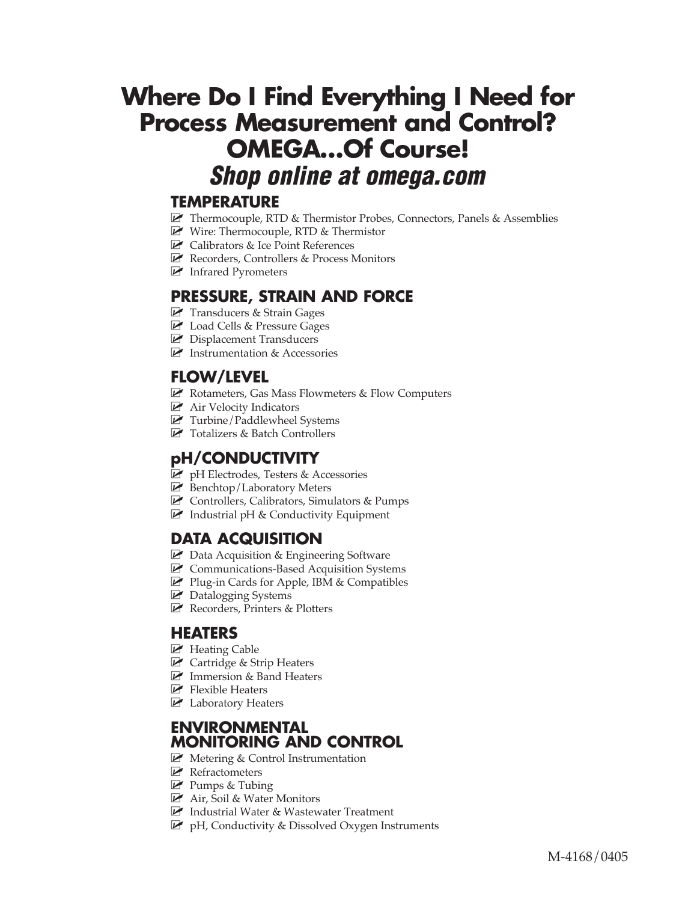# Where Do I Find Everything I Need for Process Measurement and Control? OMEGA...Of Course!

***Shop online at omega.com***

## TEMPERATURE

- Thermocouple, RTD & Thermistor Probes, Connectors, Panels & Assemblies
- Wire: Thermocouple, RTD & Thermistor
- Calibrators & Ice Point References
- Recorders, Controllers & Process Monitors
- Infrared Pyrometers

## PRESSURE, STRAIN AND FORCE

- Transducers & Strain Gages
- Load Cells & Pressure Gages
- Displacement Transducers
- Instrumentation & Accessories

## FLOW/LEVEL

- Rotameters, Gas Mass Flowmeters & Flow Computers
- Air Velocity Indicators
- Turbine/Paddlewheel Systems
- Totalizers & Batch Controllers

## pH/CONDUCTIVITY

- pH Electrodes, Testers & Accessories
- Benchtop/Laboratory Meters
- Controllers, Calibrators, Simulators & Pumps
- Industrial pH & Conductivity Equipment

## DATA ACQUISITION

- Data Acquisition & Engineering Software
- Communications-Based Acquisition Systems
- Plug-in Cards for Apple, IBM & Compatibles
- Datalogging Systems
- Recorders, Printers & Plotters

## HEATERS

- Heating Cable
- Cartridge & Strip Heaters
- Immersion & Band Heaters
- Flexible Heaters
- Laboratory Heaters

## ENVIRONMENTAL MONITORING AND CONTROL

- Metering & Control Instrumentation
- Refractometers
- Pumps & Tubing
- Air, Soil & Water Monitors
- Industrial Water & Wastewater Treatment
- pH, Conductivity & Dissolved Oxygen Instruments

M-4168/0405